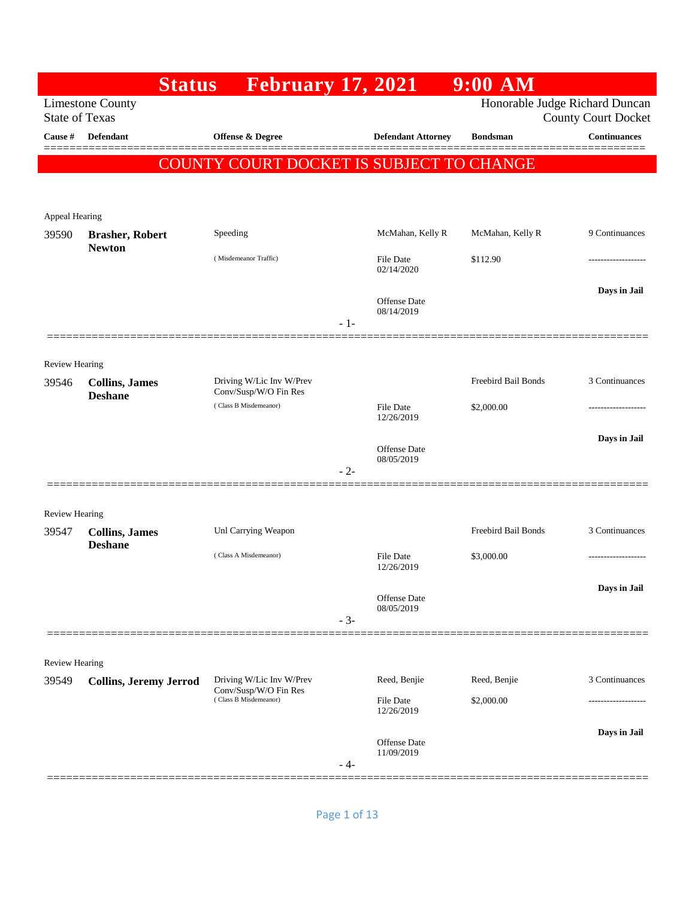# Status February 17, 2021 9:00 AM

Limestone County
State of Texas

Honorable Judge Richard Duncan
County Court Docket

| Cause # | Defendant | Offense & Degree | Defendant Attorney | Bondsman | Continuances |
|---|---|---|---|---|---|

**COUNTY COURT DOCKET IS SUBJECT TO CHANGE**

Appeal Hearing

| Cause # | Defendant | Offense & Degree | Defendant Attorney | Bondsman | Continuances |
|---|---|---|---|---|---|
| 39590 | **Brasher, Robert Newton** | Speeding ( Misdemeanor Traffic) | McMahan, Kelly R<br>File Date 02/14/2020<br>Offense Date 08/14/2019 | McMahan, Kelly R<br>$112.90 | 9 Continuances<br>-------------------<br>**Days in Jail** |

- 1-

Review Hearing

| Cause # | Defendant | Offense & Degree | Defendant Attorney | Bondsman | Continuances |
|---|---|---|---|---|---|
| 39546 | **Collins, James Deshane** | Driving W/Lic Inv W/Prev Conv/Susp/W/O Fin Res ( Class B Misdemeanor) | File Date 12/26/2019<br>Offense Date 08/05/2019 | Freebird Bail Bonds<br>$2,000.00 | 3 Continuances<br>-------------------<br>**Days in Jail** |

- 2-

Review Hearing

| Cause # | Defendant | Offense & Degree | Defendant Attorney | Bondsman | Continuances |
|---|---|---|---|---|---|
| 39547 | **Collins, James Deshane** | Unl Carrying Weapon ( Class A Misdemeanor) | File Date 12/26/2019<br>Offense Date 08/05/2019 | Freebird Bail Bonds<br>$3,000.00 | 3 Continuances<br>-------------------<br>**Days in Jail** |

- 3-

Review Hearing

| Cause # | Defendant | Offense & Degree | Defendant Attorney | Bondsman | Continuances |
|---|---|---|---|---|---|
| 39549 | **Collins, Jeremy Jerrod** | Driving W/Lic Inv W/Prev Conv/Susp/W/O Fin Res ( Class B Misdemeanor) | Reed, Benjie<br>File Date 12/26/2019<br>Offense Date 11/09/2019 | Reed, Benjie<br>$2,000.00 | 3 Continuances<br>-------------------<br>**Days in Jail** |

- 4-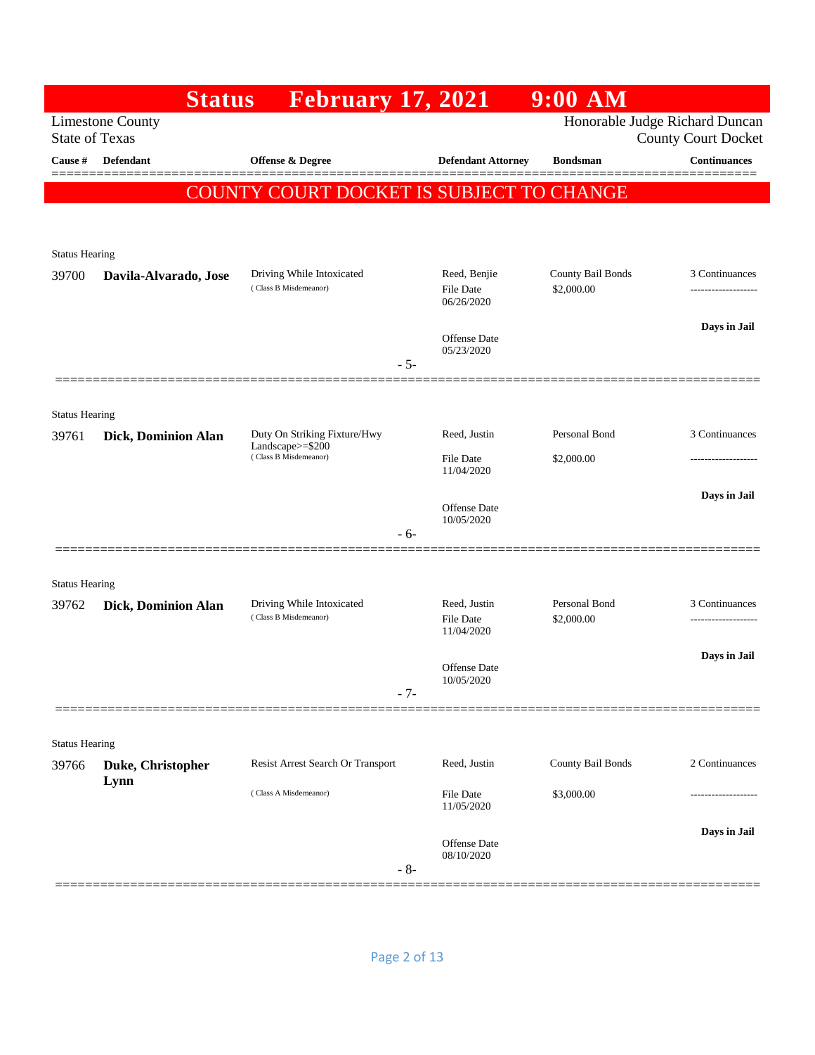# Status February 17, 2021 9:00 AM

Limestone County
State of Texas

Honorable Judge Richard Duncan
County Court Docket

**COUNTY COURT DOCKET IS SUBJECT TO CHANGE**

| Cause # | Defendant | Offense & Degree | Defendant Attorney | Bondsman | Continuances |
|---|---|---|---|---|---|
| Status Hearing | | | | | |
| 39700 | **Davila-Alvarado, Jose** | Driving While Intoxicated (Class B Misdemeanor) | Reed, Benjie<br>File Date 06/26/2020<br>Offense Date 05/23/2020 | County Bail Bonds<br>$2,000.00 | 3 Continuances<br>-------------------<br>**Days in Jail** |
| | | - 5- | | | |
| Status Hearing | | | | | |
| 39761 | **Dick, Dominion Alan** | Duty On Striking Fixture/Hwy Landscape>=$200 (Class B Misdemeanor) | Reed, Justin<br>File Date 11/04/2020<br>Offense Date 10/05/2020 | Personal Bond<br>$2,000.00 | 3 Continuances<br>-------------------<br>**Days in Jail** |
| | | - 6- | | | |
| Status Hearing | | | | | |
| 39762 | **Dick, Dominion Alan** | Driving While Intoxicated (Class B Misdemeanor) | Reed, Justin<br>File Date 11/04/2020<br>Offense Date 10/05/2020 | Personal Bond<br>$2,000.00 | 3 Continuances<br>-------------------<br>**Days in Jail** |
| | | - 7- | | | |
| Status Hearing | | | | | |
| 39766 | **Duke, Christopher Lynn** | Resist Arrest Search Or Transport (Class A Misdemeanor) | Reed, Justin<br>File Date 11/05/2020<br>Offense Date 08/10/2020 | County Bail Bonds<br>$3,000.00 | 2 Continuances<br>-------------------<br>**Days in Jail** |
| | | - 8- | | | |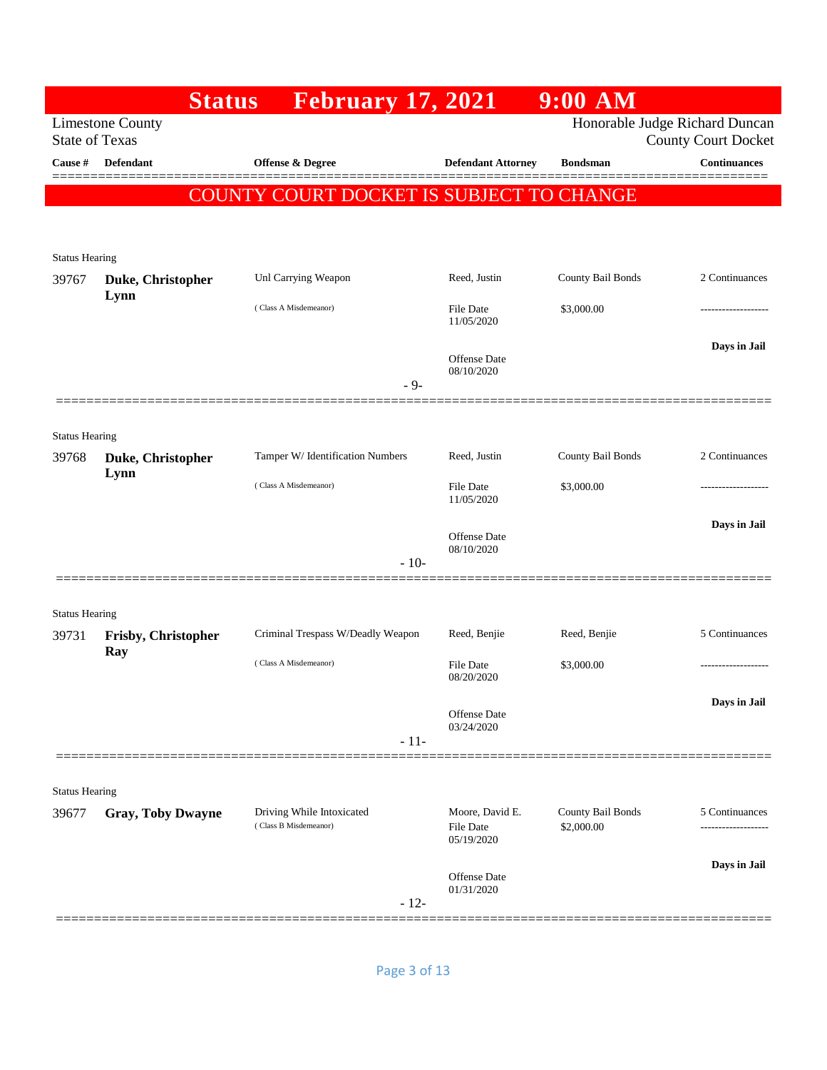# Status February 17, 2021 9:00 AM

Limestone County
State of Texas

Honorable Judge Richard Duncan
County Court Docket

| Cause # | Defendant | Offense & Degree | Defendant Attorney | Bondsman | Continuances |
|---|---|---|---|---|---|

**COUNTY COURT DOCKET IS SUBJECT TO CHANGE**

Status Hearing

| Cause # | Defendant | Offense & Degree | Defendant Attorney | Bondsman | Continuances |
|---|---|---|---|---|---|
| 39767 | **Duke, Christopher Lynn** | Unl Carrying Weapon | Reed, Justin | County Bail Bonds | 2 Continuances |
| | | ( Class A Misdemeanor) | File Date 11/05/2020 | $3,000.00 | ------------------- |
| | | | Offense Date 08/10/2020 | | **Days in Jail** |

- 9-

Status Hearing

| Cause # | Defendant | Offense & Degree | Defendant Attorney | Bondsman | Continuances |
|---|---|---|---|---|---|
| 39768 | **Duke, Christopher Lynn** | Tamper W/ Identification Numbers | Reed, Justin | County Bail Bonds | 2 Continuances |
| | | ( Class A Misdemeanor) | File Date 11/05/2020 | $3,000.00 | ------------------- |
| | | | Offense Date 08/10/2020 | | **Days in Jail** |

- 10-

Status Hearing

| Cause # | Defendant | Offense & Degree | Defendant Attorney | Bondsman | Continuances |
|---|---|---|---|---|---|
| 39731 | **Frisby, Christopher Ray** | Criminal Trespass W/Deadly Weapon | Reed, Benjie | Reed, Benjie | 5 Continuances |
| | | ( Class A Misdemeanor) | File Date 08/20/2020 | $3,000.00 | ------------------- |
| | | | Offense Date 03/24/2020 | | **Days in Jail** |

- 11-

Status Hearing

| Cause # | Defendant | Offense & Degree | Defendant Attorney | Bondsman | Continuances |
|---|---|---|---|---|---|
| 39677 | **Gray, Toby Dwayne** | Driving While Intoxicated | Moore, David E. | County Bail Bonds | 5 Continuances |
| | | ( Class B Misdemeanor) | File Date 05/19/2020 | $2,000.00 | ------------------- |
| | | | Offense Date 01/31/2020 | | **Days in Jail** |

- 12-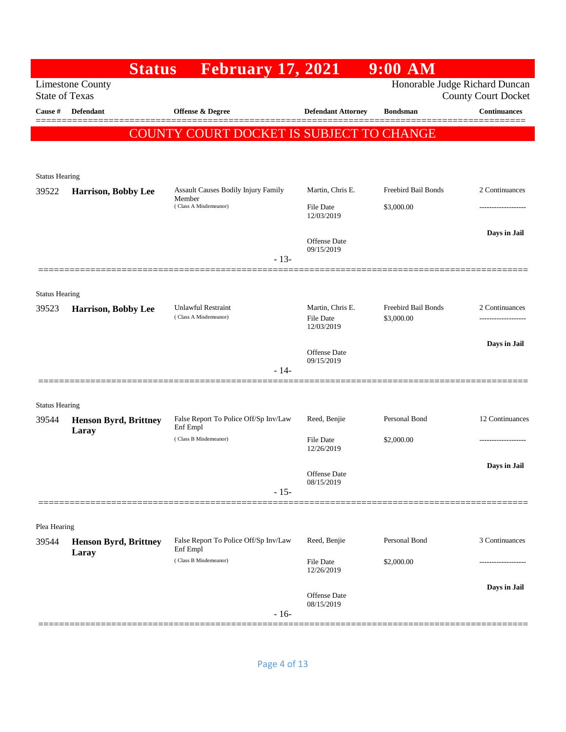# Status February 17, 2021 9:00 AM

Limestone County
State of Texas

Honorable Judge Richard Duncan
County Court Docket

| Cause # | Defendant | Offense & Degree | Defendant Attorney | Bondsman | Continuances |
|---|---|---|---|---|---|

**COUNTY COURT DOCKET IS SUBJECT TO CHANGE**

Status Hearing

| Cause # | Defendant | Offense & Degree | Defendant Attorney | Bondsman | Continuances |
|---|---|---|---|---|---|
| 39522 | **Harrison, Bobby Lee** | Assault Causes Bodily Injury Family Member ( Class A Misdemeanor) | Martin, Chris E. | Freebird Bail Bonds | 2 Continuances |
| | | | File Date 12/03/2019 | $3,000.00 | ------------------- |
| | | | Offense Date 09/15/2019 | | **Days in Jail** |

- 13-

Status Hearing

| Cause # | Defendant | Offense & Degree | Defendant Attorney | Bondsman | Continuances |
|---|---|---|---|---|---|
| 39523 | **Harrison, Bobby Lee** | Unlawful Restraint ( Class A Misdemeanor) | Martin, Chris E. | Freebird Bail Bonds | 2 Continuances |
| | | | File Date 12/03/2019 | $3,000.00 | ------------------- |
| | | | Offense Date 09/15/2019 | | **Days in Jail** |

- 14-

Status Hearing

| Cause # | Defendant | Offense & Degree | Defendant Attorney | Bondsman | Continuances |
|---|---|---|---|---|---|
| 39544 | **Henson Byrd, Brittney Laray** | False Report To Police Off/Sp Inv/Law Enf Empl ( Class B Misdemeanor) | Reed, Benjie | Personal Bond | 12 Continuances |
| | | | File Date 12/26/2019 | $2,000.00 | ------------------- |
| | | | Offense Date 08/15/2019 | | **Days in Jail** |

- 15-

Plea Hearing

| Cause # | Defendant | Offense & Degree | Defendant Attorney | Bondsman | Continuances |
|---|---|---|---|---|---|
| 39544 | **Henson Byrd, Brittney Laray** | False Report To Police Off/Sp Inv/Law Enf Empl ( Class B Misdemeanor) | Reed, Benjie | Personal Bond | 3 Continuances |
| | | | File Date 12/26/2019 | $2,000.00 | ------------------- |
| | | | Offense Date 08/15/2019 | | **Days in Jail** |

- 16-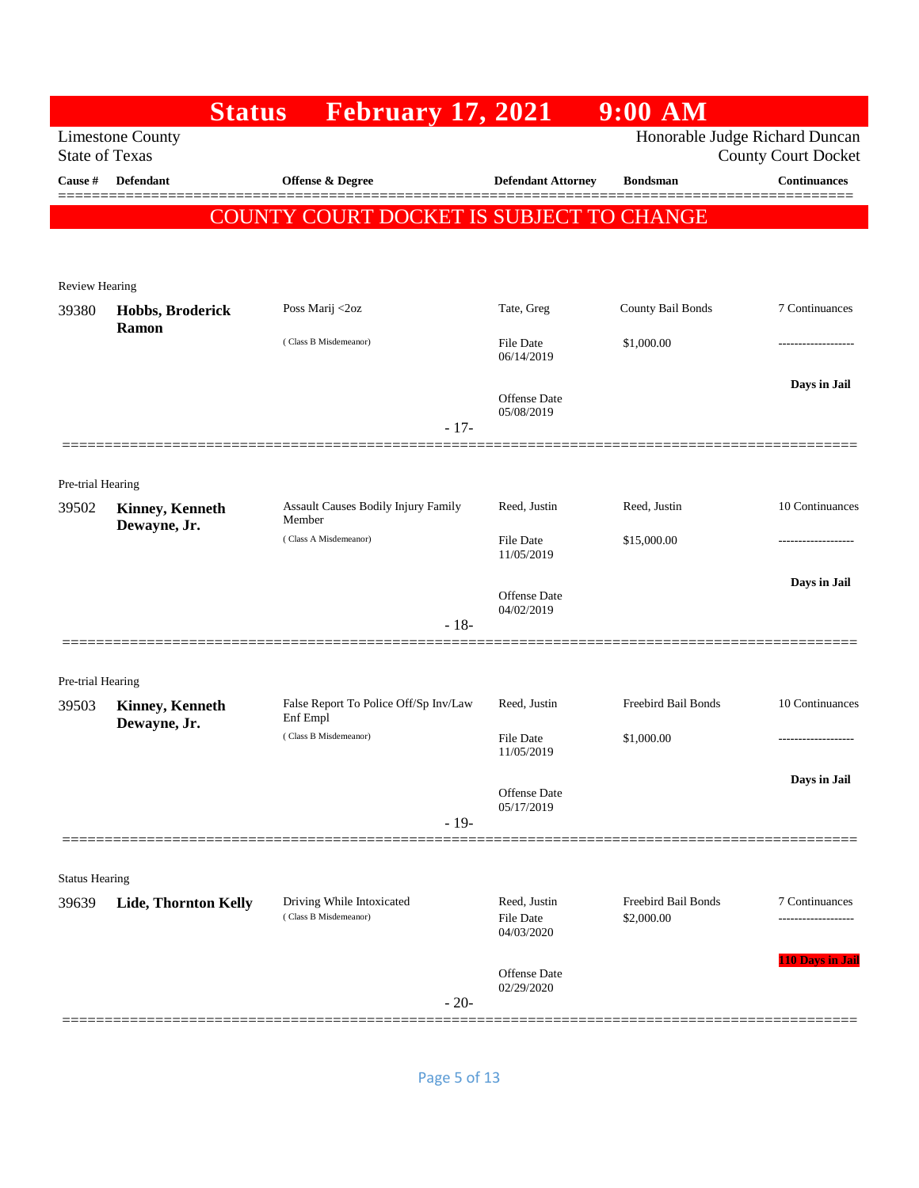# Status February 17, 2021 9:00 AM

Limestone County
State of Texas

Honorable Judge Richard Duncan
County Court Docket

**COUNTY COURT DOCKET IS SUBJECT TO CHANGE**

| Cause # | Defendant | Offense & Degree | Defendant Attorney | Bondsman | Continuances |
|---|---|---|---|---|---|
| Review Hearing | | | | | |
| 39380 | **Hobbs, Broderick Ramon** | Poss Marij <2oz (Class B Misdemeanor) | Tate, Greg<br>File Date 06/14/2019<br>Offense Date 05/08/2019 | County Bail Bonds<br>$1,000.00 | 7 Continuances<br>-------------------<br>**Days in Jail** |
| | | - 17- | | | |
| Pre-trial Hearing | | | | | |
| 39502 | **Kinney, Kenneth Dewayne, Jr.** | Assault Causes Bodily Injury Family Member (Class A Misdemeanor) | Reed, Justin<br>File Date 11/05/2019<br>Offense Date 04/02/2019 | Reed, Justin<br>$15,000.00 | 10 Continuances<br>-------------------<br>**Days in Jail** |
| | | - 18- | | | |
| Pre-trial Hearing | | | | | |
| 39503 | **Kinney, Kenneth Dewayne, Jr.** | False Report To Police Off/Sp Inv/Law Enf Empl (Class B Misdemeanor) | Reed, Justin<br>File Date 11/05/2019<br>Offense Date 05/17/2019 | Freebird Bail Bonds<br>$1,000.00 | 10 Continuances<br>-------------------<br>**Days in Jail** |
| | | - 19- | | | |
| Status Hearing | | | | | |
| 39639 | **Lide, Thornton Kelly** | Driving While Intoxicated (Class B Misdemeanor) | Reed, Justin<br>File Date 04/03/2020<br>Offense Date 02/29/2020 | Freebird Bail Bonds<br>$2,000.00 | 7 Continuances<br>-------------------<br>**110 Days in Jail** |
| | | - 20- | | | |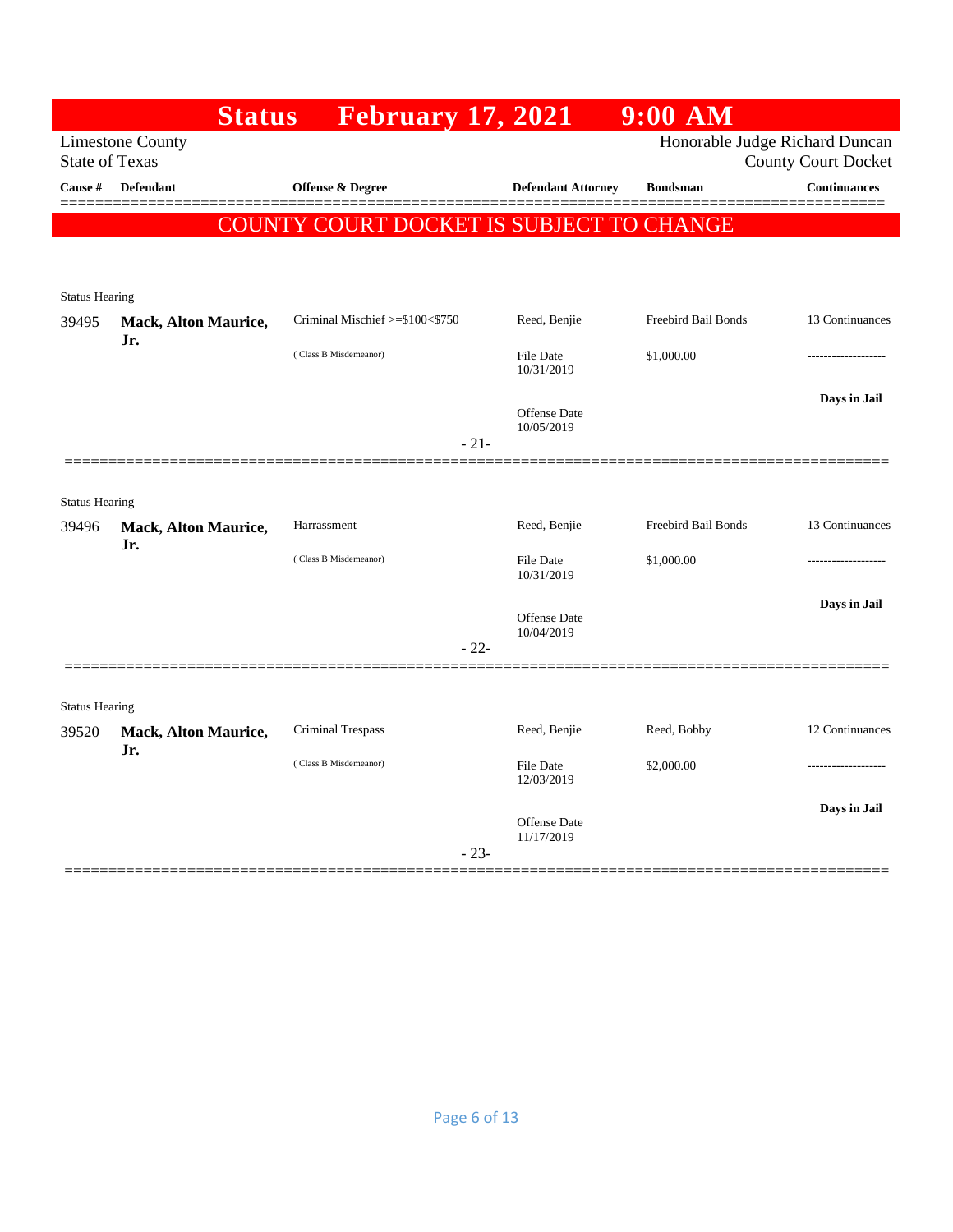# Status February 17, 2021 9:00 AM

Limestone County
State of Texas

Honorable Judge Richard Duncan
County Court Docket

**COUNTY COURT DOCKET IS SUBJECT TO CHANGE**

| Cause # | Defendant | Offense & Degree | Defendant Attorney | Bondsman | Continuances |
|---|---|---|---|---|---|
| Status Hearing | | | | | |
| 39495 | **Mack, Alton Maurice, Jr.** | Criminal Mischief >=$100<$750 (Class B Misdemeanor) | Reed, Benjie<br>File Date 10/31/2019<br>Offense Date 10/05/2019 | Freebird Bail Bonds<br>$1,000.00 | 13 Continuances<br>-------------------<br>**Days in Jail** |
| | | - 21- | | | |
| Status Hearing | | | | | |
| 39496 | **Mack, Alton Maurice, Jr.** | Harrassment (Class B Misdemeanor) | Reed, Benjie<br>File Date 10/31/2019<br>Offense Date 10/04/2019 | Freebird Bail Bonds<br>$1,000.00 | 13 Continuances<br>-------------------<br>**Days in Jail** |
| | | - 22- | | | |
| Status Hearing | | | | | |
| 39520 | **Mack, Alton Maurice, Jr.** | Criminal Trespass (Class B Misdemeanor) | Reed, Benjie<br>File Date 12/03/2019<br>Offense Date 11/17/2019 | Reed, Bobby<br>$2,000.00 | 12 Continuances<br>-------------------<br>**Days in Jail** |
| | | - 23- | | | |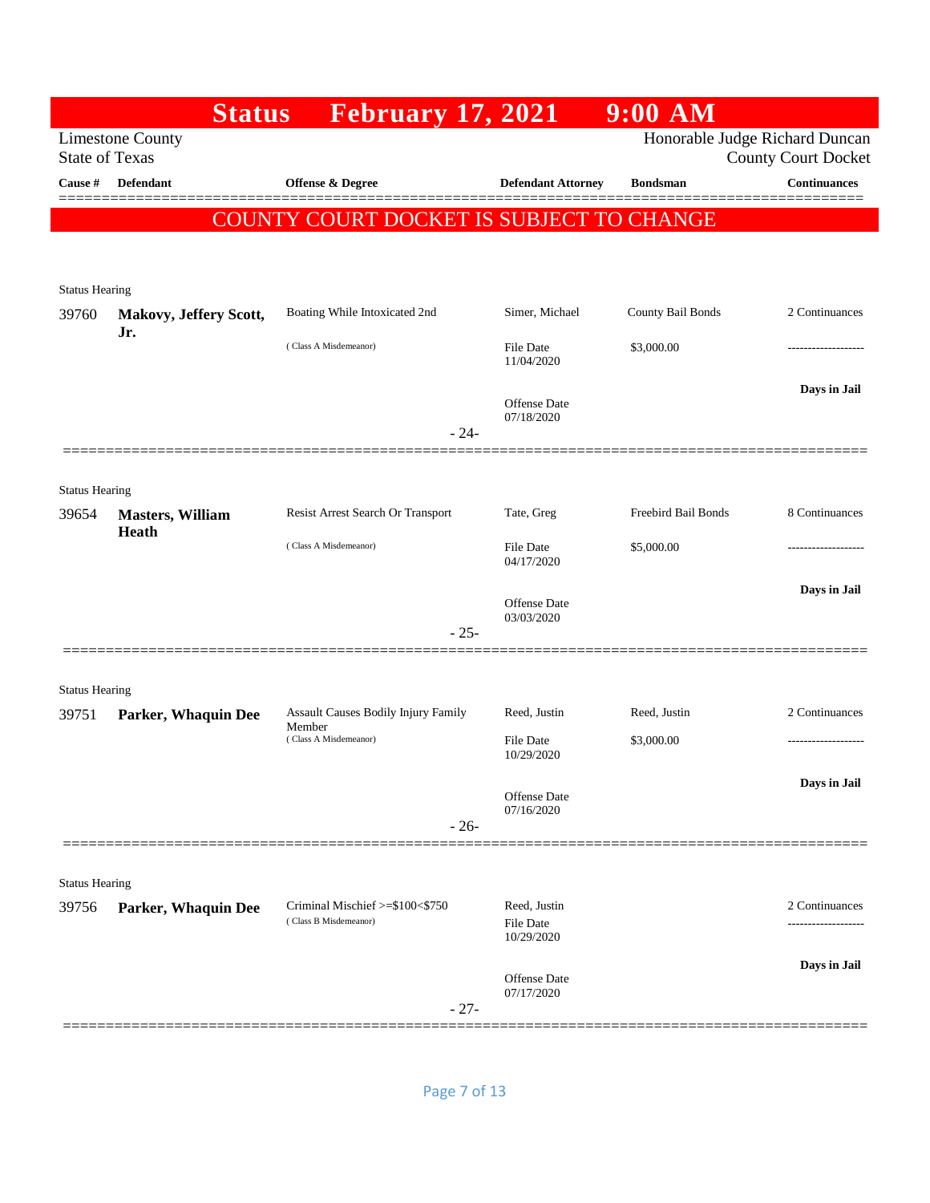# Status February 17, 2021 9:00 AM

Limestone County
State of Texas

Honorable Judge Richard Duncan
County Court Docket

| Cause # | Defendant | Offense & Degree | Defendant Attorney | Bondsman | Continuances |
|---|---|---|---|---|---|

**COUNTY COURT DOCKET IS SUBJECT TO CHANGE**

Status Hearing

| Cause # | Defendant | Offense & Degree | Defendant Attorney | Bondsman | Continuances |
|---|---|---|---|---|---|
| 39760 | **Makovy, Jeffery Scott, Jr.** | Boating While Intoxicated 2nd (Class A Misdemeanor) | Simer, Michael<br>File Date 11/04/2020<br>Offense Date 07/18/2020 | County Bail Bonds<br>$3,000.00 | 2 Continuances<br>-------------------<br>**Days in Jail** |

- 24-

Status Hearing

| Cause # | Defendant | Offense & Degree | Defendant Attorney | Bondsman | Continuances |
|---|---|---|---|---|---|
| 39654 | **Masters, William Heath** | Resist Arrest Search Or Transport (Class A Misdemeanor) | Tate, Greg<br>File Date 04/17/2020<br>Offense Date 03/03/2020 | Freebird Bail Bonds<br>$5,000.00 | 8 Continuances<br>-------------------<br>**Days in Jail** |

- 25-

Status Hearing

| Cause # | Defendant | Offense & Degree | Defendant Attorney | Bondsman | Continuances |
|---|---|---|---|---|---|
| 39751 | **Parker, Whaquin Dee** | Assault Causes Bodily Injury Family Member (Class A Misdemeanor) | Reed, Justin<br>File Date 10/29/2020<br>Offense Date 07/16/2020 | Reed, Justin<br>$3,000.00 | 2 Continuances<br>-------------------<br>**Days in Jail** |

- 26-

Status Hearing

| Cause # | Defendant | Offense & Degree | Defendant Attorney | Bondsman | Continuances |
|---|---|---|---|---|---|
| 39756 | **Parker, Whaquin Dee** | Criminal Mischief >=$100<$750 (Class B Misdemeanor) | Reed, Justin<br>File Date 10/29/2020<br>Offense Date 07/17/2020 | | 2 Continuances<br>-------------------<br>**Days in Jail** |

- 27-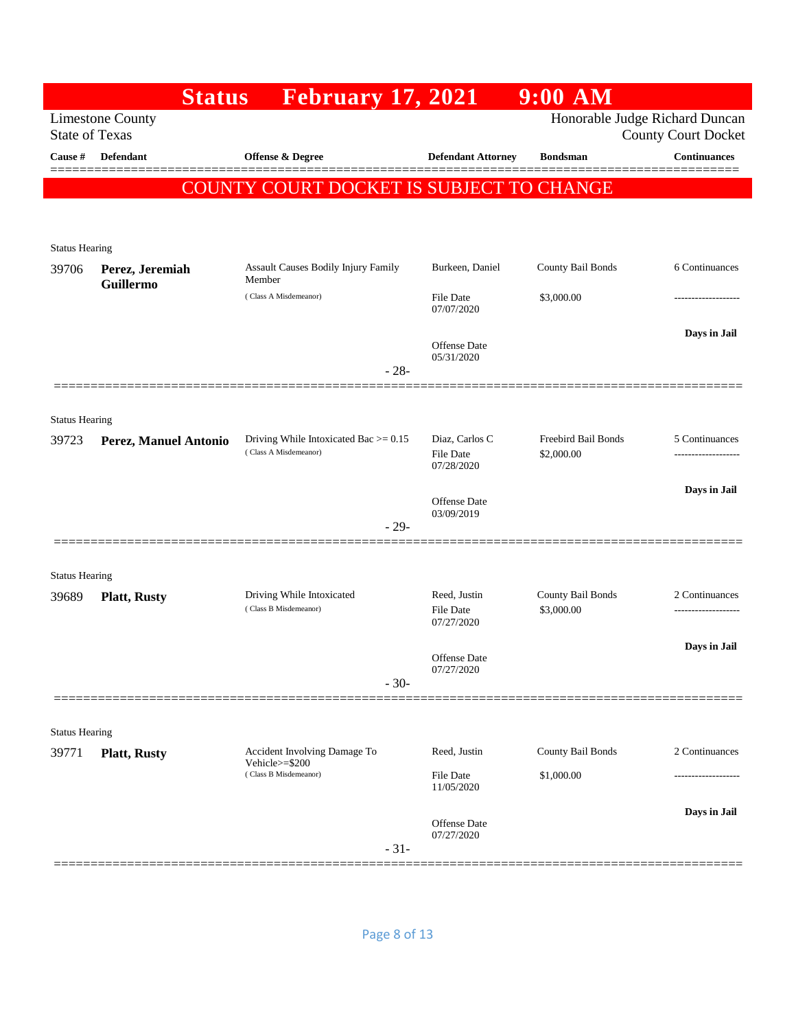# Status February 17, 2021 9:00 AM

Limestone County
State of Texas

Honorable Judge Richard Duncan
County Court Docket

| Cause # | Defendant | Offense & Degree | Defendant Attorney | Bondsman | Continuances |
|---|---|---|---|---|---|

**COUNTY COURT DOCKET IS SUBJECT TO CHANGE**

Status Hearing

| Cause # | Defendant | Offense & Degree | Defendant Attorney | Bondsman | Continuances |
|---|---|---|---|---|---|
| 39706 | **Perez, Jeremiah Guillermo** | Assault Causes Bodily Injury Family Member (Class A Misdemeanor) | Burkeen, Daniel<br>File Date 07/07/2020<br>Offense Date 05/31/2020 | County Bail Bonds<br>$3,000.00 | 6 Continuances<br>-------------------<br>**Days in Jail** |

- 28-

Status Hearing

| Cause # | Defendant | Offense & Degree | Defendant Attorney | Bondsman | Continuances |
|---|---|---|---|---|---|
| 39723 | **Perez, Manuel Antonio** | Driving While Intoxicated Bac >= 0.15 (Class A Misdemeanor) | Diaz, Carlos C<br>File Date 07/28/2020<br>Offense Date 03/09/2019 | Freebird Bail Bonds<br>$2,000.00 | 5 Continuances<br>-------------------<br>**Days in Jail** |

- 29-

Status Hearing

| Cause # | Defendant | Offense & Degree | Defendant Attorney | Bondsman | Continuances |
|---|---|---|---|---|---|
| 39689 | **Platt, Rusty** | Driving While Intoxicated (Class B Misdemeanor) | Reed, Justin<br>File Date 07/27/2020<br>Offense Date 07/27/2020 | County Bail Bonds<br>$3,000.00 | 2 Continuances<br>-------------------<br>**Days in Jail** |

- 30-

Status Hearing

| Cause # | Defendant | Offense & Degree | Defendant Attorney | Bondsman | Continuances |
|---|---|---|---|---|---|
| 39771 | **Platt, Rusty** | Accident Involving Damage To Vehicle>=$200 (Class B Misdemeanor) | Reed, Justin<br>File Date 11/05/2020<br>Offense Date 07/27/2020 | County Bail Bonds<br>$1,000.00 | 2 Continuances<br>-------------------<br>**Days in Jail** |

- 31-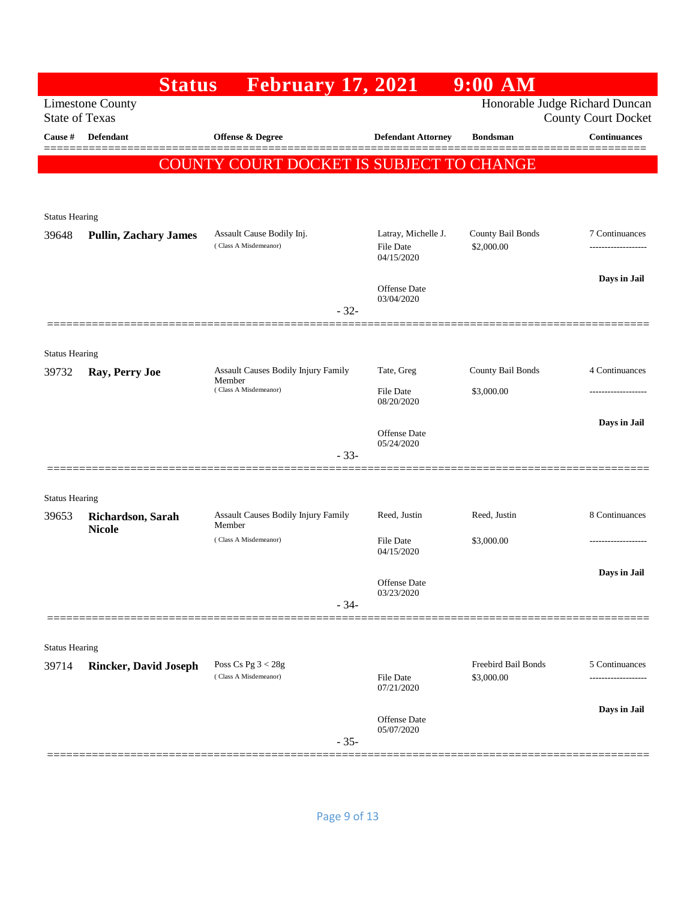# Status February 17, 2021 9:00 AM

Limestone County
State of Texas

Honorable Judge Richard Duncan
County Court Docket

| Cause # | Defendant | Offense & Degree | Defendant Attorney | Bondsman | Continuances |
|---|---|---|---|---|---|

**COUNTY COURT DOCKET IS SUBJECT TO CHANGE**

Status Hearing

| Cause # | Defendant | Offense & Degree | Defendant Attorney | Bondsman | Continuances |
|---|---|---|---|---|---|
| 39648 | **Pullin, Zachary James** | Assault Cause Bodily Inj. (Class A Misdemeanor) | Latray, Michelle J.<br>File Date 04/15/2020<br>Offense Date 03/04/2020 | County Bail Bonds<br>$2,000.00 | 7 Continuances<br>Days in Jail |

- 32-

Status Hearing

| Cause # | Defendant | Offense & Degree | Defendant Attorney | Bondsman | Continuances |
|---|---|---|---|---|---|
| 39732 | **Ray, Perry Joe** | Assault Causes Bodily Injury Family Member (Class A Misdemeanor) | Tate, Greg<br>File Date 08/20/2020<br>Offense Date 05/24/2020 | County Bail Bonds<br>$3,000.00 | 4 Continuances<br>Days in Jail |

- 33-

Status Hearing

| Cause # | Defendant | Offense & Degree | Defendant Attorney | Bondsman | Continuances |
|---|---|---|---|---|---|
| 39653 | **Richardson, Sarah Nicole** | Assault Causes Bodily Injury Family Member (Class A Misdemeanor) | Reed, Justin<br>File Date 04/15/2020<br>Offense Date 03/23/2020 | Reed, Justin<br>$3,000.00 | 8 Continuances<br>Days in Jail |

- 34-

Status Hearing

| Cause # | Defendant | Offense & Degree | Defendant Attorney | Bondsman | Continuances |
|---|---|---|---|---|---|
| 39714 | **Rincker, David Joseph** | Poss Cs Pg 3 < 28g (Class A Misdemeanor) | File Date 07/21/2020<br>Offense Date 05/07/2020 | Freebird Bail Bonds<br>$3,000.00 | 5 Continuances<br>Days in Jail |

- 35-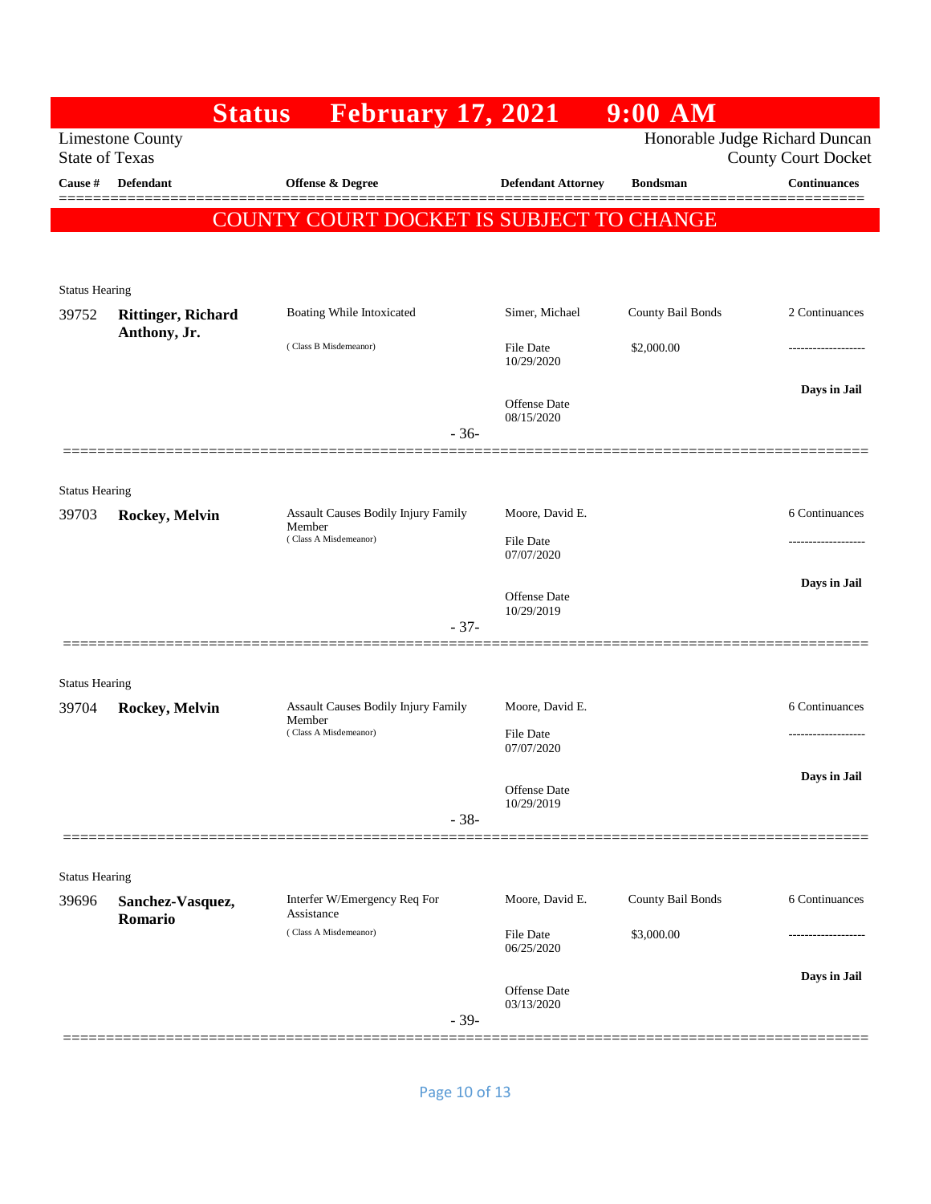# Status February 17, 2021 9:00 AM

Limestone County
State of Texas

Honorable Judge Richard Duncan
County Court Docket

| Cause # | Defendant | Offense & Degree | Defendant Attorney | Bondsman | Continuances |
|---|---|---|---|---|---|

**COUNTY COURT DOCKET IS SUBJECT TO CHANGE**

---

Status Hearing

| Cause # | Defendant | Offense & Degree | Defendant Attorney | Bondsman | Continuances |
|---|---|---|---|---|---|
| 39752 | **Rittinger, Richard Anthony, Jr.** | Boating While Intoxicated (Class B Misdemeanor) | Simer, Michael | County Bail Bonds | 2 Continuances |
| | | | File Date 10/29/2020 | $2,000.00 | ------------------- |
| | | | Offense Date 08/15/2020 | | **Days in Jail** |

- 36-

---

Status Hearing

| Cause # | Defendant | Offense & Degree | Defendant Attorney | Bondsman | Continuances |
|---|---|---|---|---|---|
| 39703 | **Rockey, Melvin** | Assault Causes Bodily Injury Family Member (Class A Misdemeanor) | Moore, David E. | | 6 Continuances |
| | | | File Date 07/07/2020 | | ------------------- |
| | | | Offense Date 10/29/2019 | | **Days in Jail** |

- 37-

---

Status Hearing

| Cause # | Defendant | Offense & Degree | Defendant Attorney | Bondsman | Continuances |
|---|---|---|---|---|---|
| 39704 | **Rockey, Melvin** | Assault Causes Bodily Injury Family Member (Class A Misdemeanor) | Moore, David E. | | 6 Continuances |
| | | | File Date 07/07/2020 | | ------------------- |
| | | | Offense Date 10/29/2019 | | **Days in Jail** |

- 38-

---

Status Hearing

| Cause # | Defendant | Offense & Degree | Defendant Attorney | Bondsman | Continuances |
|---|---|---|---|---|---|
| 39696 | **Sanchez-Vasquez, Romario** | Interfer W/Emergency Req For Assistance (Class A Misdemeanor) | Moore, David E. | County Bail Bonds | 6 Continuances |
| | | | File Date 06/25/2020 | $3,000.00 | ------------------- |
| | | | Offense Date 03/13/2020 | | **Days in Jail** |

- 39-

---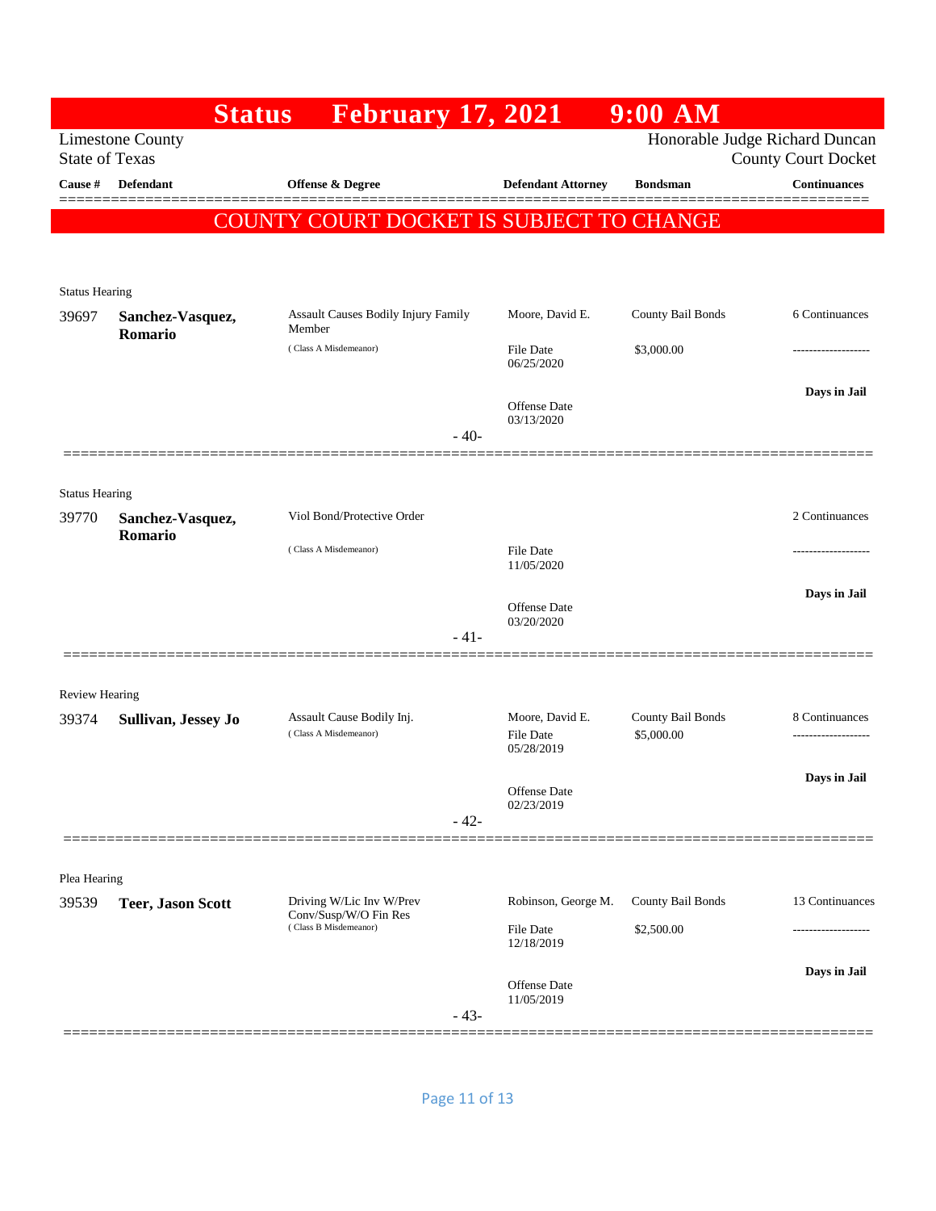# Status February 17, 2021 9:00 AM

Limestone County
State of Texas

Honorable Judge Richard Duncan
County Court Docket

| Cause # | Defendant | Offense & Degree | Defendant Attorney | Bondsman | Continuances |
|---|---|---|---|---|---|

**COUNTY COURT DOCKET IS SUBJECT TO CHANGE**

---

Status Hearing

| Cause # | Defendant | Offense & Degree | Defendant Attorney | Bondsman | Continuances |
|---|---|---|---|---|---|
| 39697 | **Sanchez-Vasquez, Romario** | Assault Causes Bodily Injury Family Member (Class A Misdemeanor) | Moore, David E. | County Bail Bonds | 6 Continuances |
| | | | File Date 06/25/2020 | $3,000.00 | ------------------- |
| | | | Offense Date 03/13/2020 | | **Days in Jail** |

- 40-

---

Status Hearing

| Cause # | Defendant | Offense & Degree | Defendant Attorney | Bondsman | Continuances |
|---|---|---|---|---|---|
| 39770 | **Sanchez-Vasquez, Romario** | Viol Bond/Protective Order (Class A Misdemeanor) | | | 2 Continuances |
| | | | File Date 11/05/2020 | | ------------------- |
| | | | Offense Date 03/20/2020 | | **Days in Jail** |

- 41-

---

Review Hearing

| Cause # | Defendant | Offense & Degree | Defendant Attorney | Bondsman | Continuances |
|---|---|---|---|---|---|
| 39374 | **Sullivan, Jessey Jo** | Assault Cause Bodily Inj. (Class A Misdemeanor) | Moore, David E. | County Bail Bonds | 8 Continuances |
| | | | File Date 05/28/2019 | $5,000.00 | ------------------- |
| | | | Offense Date 02/23/2019 | | **Days in Jail** |

- 42-

---

Plea Hearing

| Cause # | Defendant | Offense & Degree | Defendant Attorney | Bondsman | Continuances |
|---|---|---|---|---|---|
| 39539 | **Teer, Jason Scott** | Driving W/Lic Inv W/Prev Conv/Susp/W/O Fin Res (Class B Misdemeanor) | Robinson, George M. | County Bail Bonds | 13 Continuances |
| | | | File Date 12/18/2019 | $2,500.00 | ------------------- |
| | | | Offense Date 11/05/2019 | | **Days in Jail** |

- 43-

---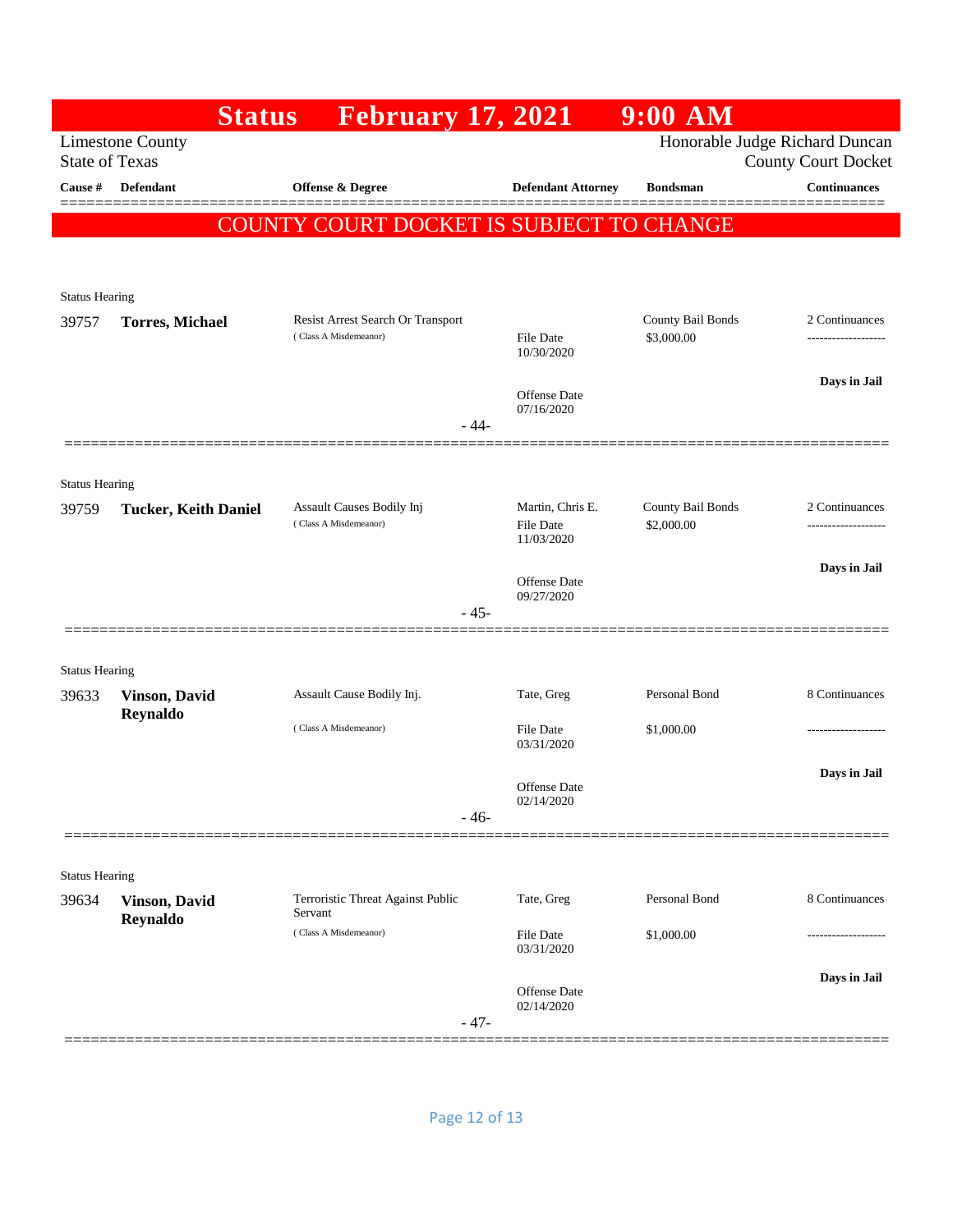# Status February 17, 2021 9:00 AM

Limestone County
State of Texas

Honorable Judge Richard Duncan
County Court Docket

**COUNTY COURT DOCKET IS SUBJECT TO CHANGE**

| Cause # | Defendant | Offense & Degree | Defendant Attorney | Bondsman | Continuances |
|---|---|---|---|---|---|
| Status Hearing | | | | | |
| 39757 | **Torres, Michael** | Resist Arrest Search Or Transport (Class A Misdemeanor) | File Date 10/30/2020<br>Offense Date 07/16/2020 | County Bail Bonds $3,000.00 | 2 Continuances<br>-------------------<br>**Days in Jail** |
| | | | - 44- | | |
| Status Hearing | | | | | |
| 39759 | **Tucker, Keith Daniel** | Assault Causes Bodily Inj (Class A Misdemeanor) | Martin, Chris E.<br>File Date 11/03/2020<br>Offense Date 09/27/2020 | County Bail Bonds $2,000.00 | 2 Continuances<br>-------------------<br>**Days in Jail** |
| | | | - 45- | | |
| Status Hearing | | | | | |
| 39633 | **Vinson, David Reynaldo** | Assault Cause Bodily Inj. (Class A Misdemeanor) | Tate, Greg<br>File Date 03/31/2020<br>Offense Date 02/14/2020 | Personal Bond $1,000.00 | 8 Continuances<br>-------------------<br>**Days in Jail** |
| | | | - 46- | | |
| Status Hearing | | | | | |
| 39634 | **Vinson, David Reynaldo** | Terroristic Threat Against Public Servant (Class A Misdemeanor) | Tate, Greg<br>File Date 03/31/2020<br>Offense Date 02/14/2020 | Personal Bond $1,000.00 | 8 Continuances<br>-------------------<br>**Days in Jail** |
| | | | - 47- | | |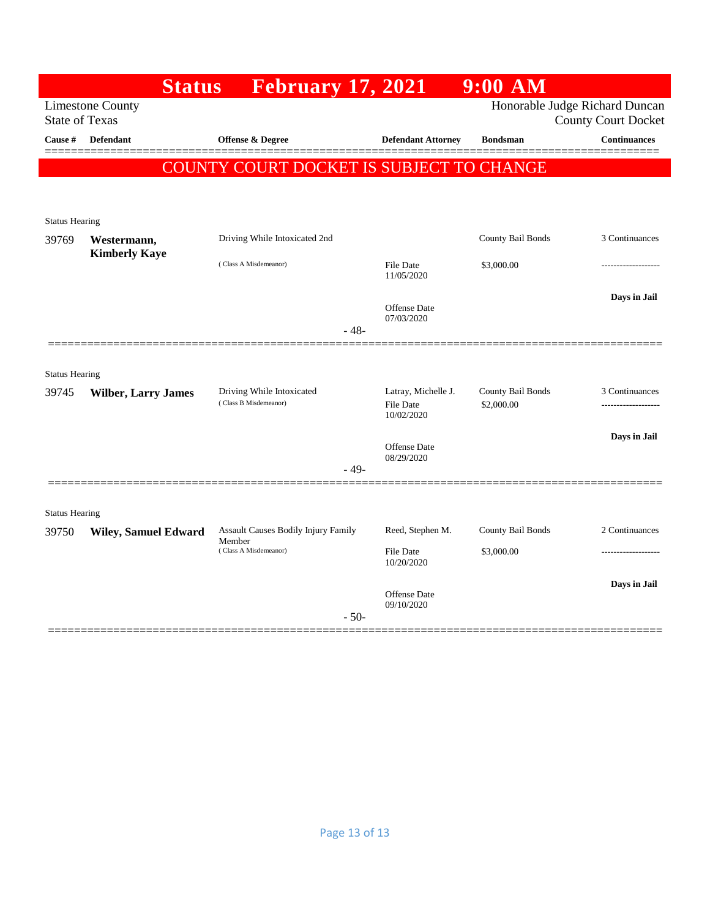# Status February 17, 2021 9:00 AM

Limestone County
State of Texas

Honorable Judge Richard Duncan
County Court Docket

| Cause # | Defendant | Offense & Degree | Defendant Attorney | Bondsman | Continuances |
|---|---|---|---|---|---|

**COUNTY COURT DOCKET IS SUBJECT TO CHANGE**

Status Hearing

| Cause # | Defendant | Offense & Degree | Defendant Attorney | Bondsman | Continuances |
|---|---|---|---|---|---|
| 39769 | **Westermann, Kimberly Kaye** | Driving While Intoxicated 2nd (Class A Misdemeanor) | File Date 11/05/2020; Offense Date 07/03/2020 | County Bail Bonds $3,000.00 | 3 Continuances; **Days in Jail** |

- 48-

Status Hearing

| Cause # | Defendant | Offense & Degree | Defendant Attorney | Bondsman | Continuances |
|---|---|---|---|---|---|
| 39745 | **Wilber, Larry James** | Driving While Intoxicated (Class B Misdemeanor) | Latray, Michelle J.; File Date 10/02/2020; Offense Date 08/29/2020 | County Bail Bonds $2,000.00 | 3 Continuances; **Days in Jail** |

- 49-

Status Hearing

| Cause # | Defendant | Offense & Degree | Defendant Attorney | Bondsman | Continuances |
|---|---|---|---|---|---|
| 39750 | **Wiley, Samuel Edward** | Assault Causes Bodily Injury Family Member (Class A Misdemeanor) | Reed, Stephen M.; File Date 10/20/2020; Offense Date 09/10/2020 | County Bail Bonds $3,000.00 | 2 Continuances; **Days in Jail** |

- 50-